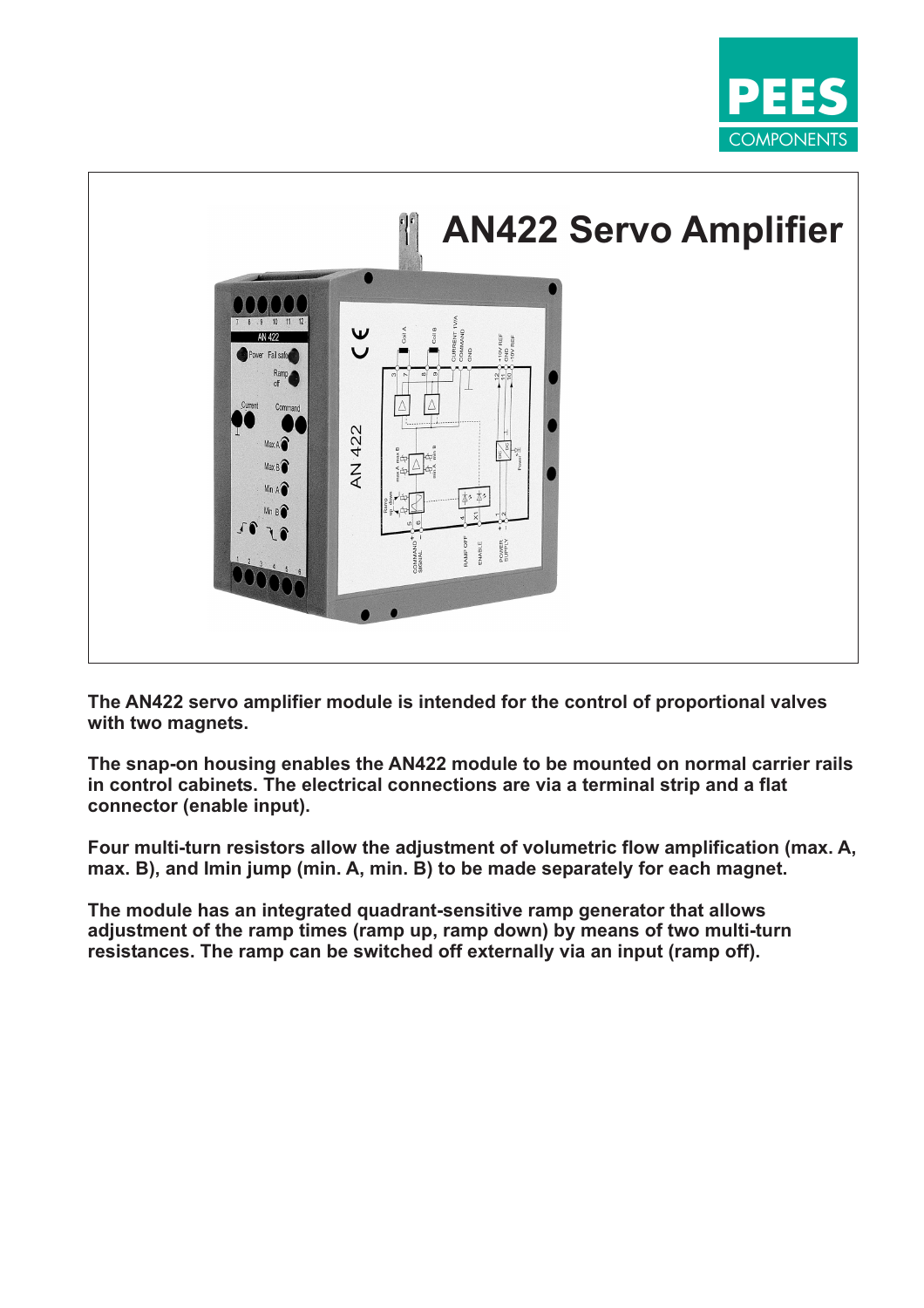PEES COMPONENTS

# AN422 Servo Amplifier

**The AN422 servo amplifier module is intended for the control of proportional valves with two magnets.**

**The snap-on housing enables the AN422 module to be mounted on normal carrier rails in control cabinets. The electrical connections are via a terminal strip and a flat connector (enable input).**

**Four multi-turn resistors allow the adjustment of volumetric flow amplification (max. A, max. B), and Imin jump (min. A, min. B) to be made separately for each magnet.**

**The module has an integrated quadrant-sensitive ramp generator that allows adjustment of the ramp times (ramp up, ramp down) by means of two multi-turn resistances. The ramp can be switched off externally via an input (ramp off).**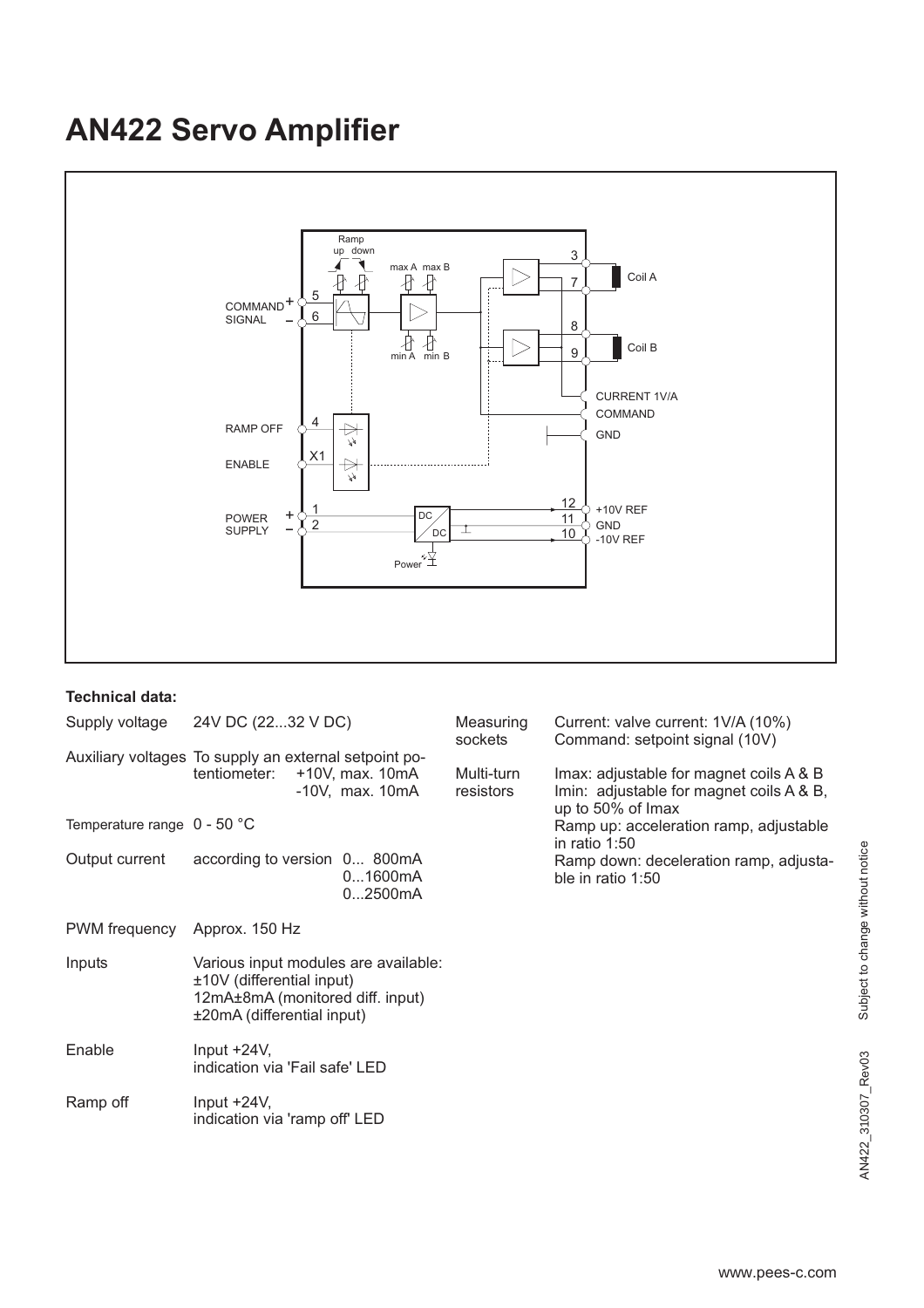# AN422 Servo Amplifier

Ramp
up down
max A max B
min A min B
COMMAND SIGNAL + 5 – 6
RAMP OFF 4
ENABLE X1
POWER SUPPLY + 1 – 2
DC DC
Power
3
7
Coil A
8
9
Coil B
CURRENT 1V/A
COMMAND
GND
12 +10V REF
11 GND
10 -10V REF

**Technical data:**

| | |
|---|---|
| Supply voltage | 24V DC (22...32 V DC) |
| Auxiliary voltages | To supply an external setpoint potentiometer: +10V, max. 10mA; -10V, max. 10mA |
| Temperature range | 0 - 50 °C |
| Output current | according to version 0... 800mA; 0...1600mA; 0...2500mA |
| PWM frequency | Approx. 150 Hz |
| Inputs | Various input modules are available: ±10V (differential input); 12mA±8mA (monitored diff. input); ±20mA (differential input) |
| Enable | Input +24V, indication via 'Fail safe' LED |
| Ramp off | Input +24V, indication via 'ramp off' LED |
| Measuring sockets | Current: valve current: 1V/A (10%); Command: setpoint signal (10V) |
| Multi-turn resistors | Imax: adjustable for magnet coils A & B; Imin: adjustable for magnet coils A & B, up to 50% of Imax; Ramp up: acceleration ramp, adjustable in ratio 1:50; Ramp down: deceleration ramp, adjustable in ratio 1:50 |

Subject to change without notice

AN422_310307_Rev03

www.pees-c.com